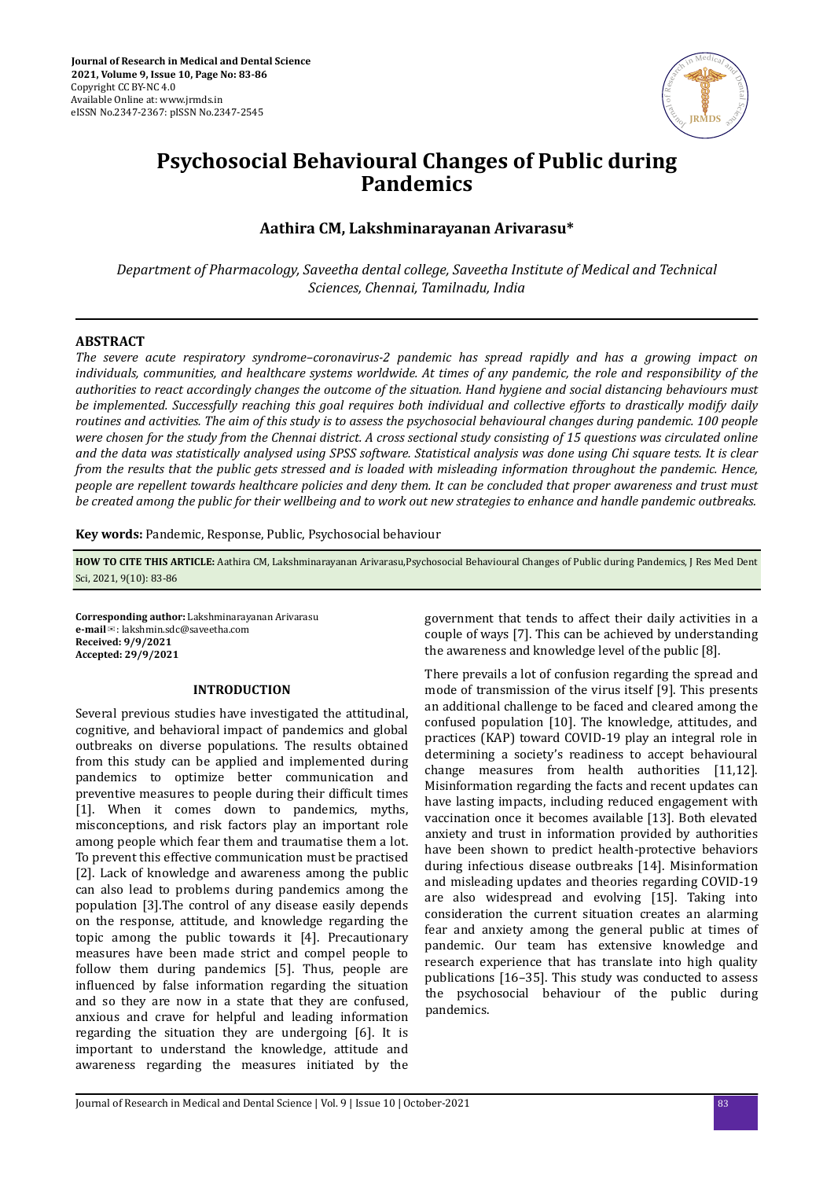# Psychosocial Behavioural Changes of Public during Pandemics

## Aathira CM, Lakshminarayanan Arivarasu*

*Department of Pharmacology, Saveetha dental college, Saveetha Institute of Medical and Technical Sciences, Chennai, Tamilnadu, India*

---

### ABSTRACT

*The severe acute respiratory syndrome–coronavirus-2 pandemic has spread rapidly and has a growing impact on individuals, communities, and healthcare systems worldwide. At times of any pandemic, the role and responsibility of the authorities to react accordingly changes the outcome of the situation. Hand hygiene and social distancing behaviours must be implemented. Successfully reaching this goal requires both individual and collective efforts to drastically modify daily routines and activities. The aim of this study is to assess the psychosocial behavioural changes during pandemic. 100 people were chosen for the study from the Chennai district. A cross sectional study consisting of 15 questions was circulated online and the data was statistically analysed using SPSS software. Statistical analysis was done using Chi square tests. It is clear from the results that the public gets stressed and is loaded with misleading information throughout the pandemic. Hence, people are repellent towards healthcare policies and deny them. It can be concluded that proper awareness and trust must be created among the public for their wellbeing and to work out new strategies to enhance and handle pandemic outbreaks.*

**Key words:** Pandemic, Response, Public, Psychosocial behaviour

**HOW TO CITE THIS ARTICLE:** Aathira CM, Lakshminarayanan Arivarasu,Psychosocial Behavioural Changes of Public during Pandemics, J Res Med Dent Sci, 2021, 9(10): 83-86

**Corresponding author:** Lakshminarayanan Arivarasu
**e-mail**✉: lakshmin.sdc@saveetha.com
**Received: 9/9/2021**
**Accepted: 29/9/2021**

### INTRODUCTION

Several previous studies have investigated the attitudinal, cognitive, and behavioral impact of pandemics and global outbreaks on diverse populations. The results obtained from this study can be applied and implemented during pandemics to optimize better communication and preventive measures to people during their difficult times [1]. When it comes down to pandemics, myths, misconceptions, and risk factors play an important role among people which fear them and traumatise them a lot. To prevent this effective communication must be practised [2]. Lack of knowledge and awareness among the public can also lead to problems during pandemics among the population [3].The control of any disease easily depends on the response, attitude, and knowledge regarding the topic among the public towards it [4]. Precautionary measures have been made strict and compel people to follow them during pandemics [5]. Thus, people are influenced by false information regarding the situation and so they are now in a state that they are confused, anxious and crave for helpful and leading information regarding the situation they are undergoing [6]. It is important to understand the knowledge, attitude and awareness regarding the measures initiated by the government that tends to affect their daily activities in a couple of ways [7]. This can be achieved by understanding the awareness and knowledge level of the public [8].

There prevails a lot of confusion regarding the spread and mode of transmission of the virus itself [9]. This presents an additional challenge to be faced and cleared among the confused population [10]. The knowledge, attitudes, and practices (KAP) toward COVID-19 play an integral role in determining a society's readiness to accept behavioural change measures from health authorities [11,12]. Misinformation regarding the facts and recent updates can have lasting impacts, including reduced engagement with vaccination once it becomes available [13]. Both elevated anxiety and trust in information provided by authorities have been shown to predict health-protective behaviors during infectious disease outbreaks [14]. Misinformation and misleading updates and theories regarding COVID-19 are also widespread and evolving [15]. Taking into consideration the current situation creates an alarming fear and anxiety among the general public at times of pandemic. Our team has extensive knowledge and research experience that has translate into high quality publications [16–35]. This study was conducted to assess the psychosocial behaviour of the public during pandemics.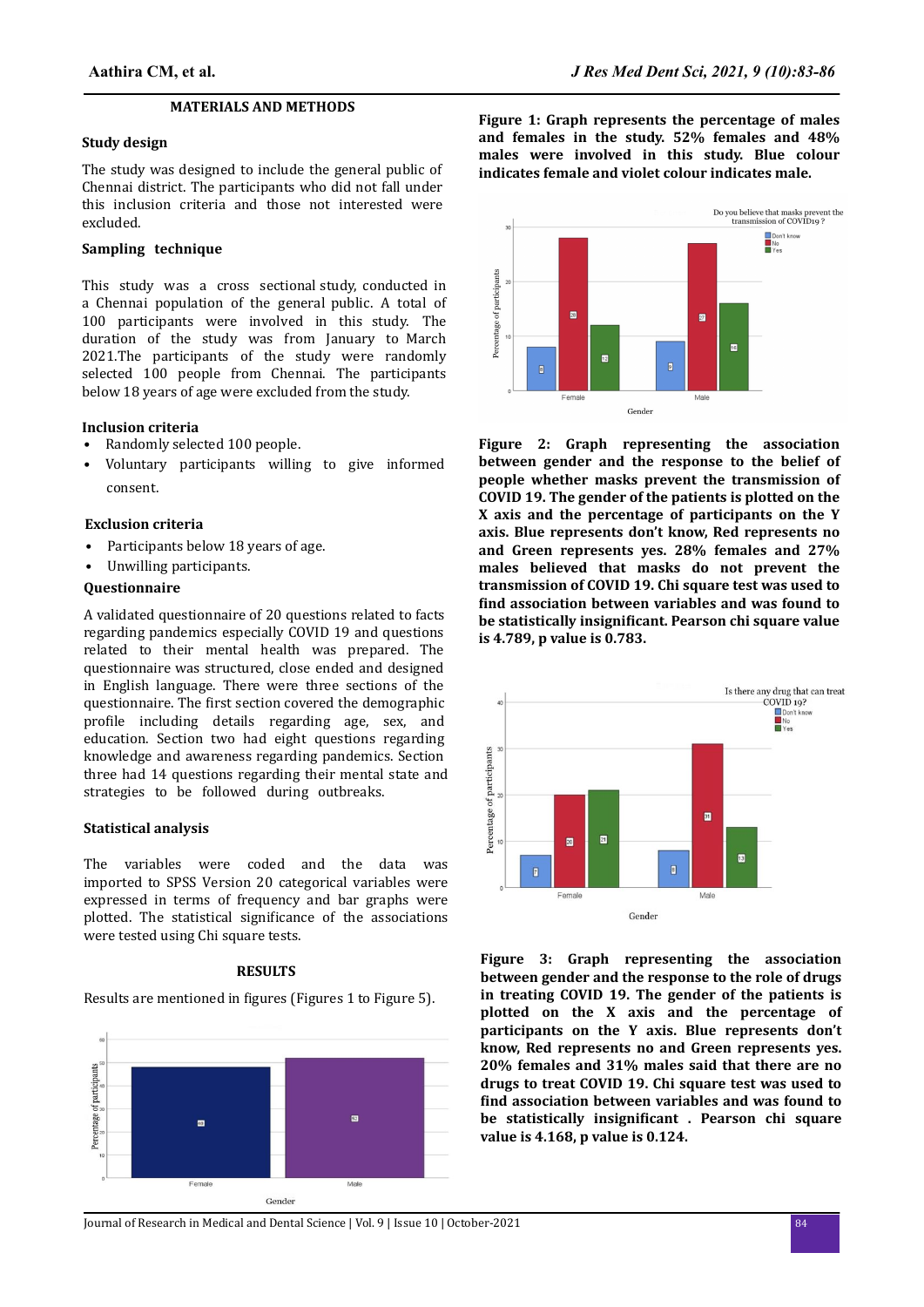## MATERIALS AND METHODS

### Study design

The study was designed to include the general public of Chennai district. The participants who did not fall under this inclusion criteria and those not interested were excluded.

### Sampling technique

This study was a cross sectional study, conducted in a Chennai population of the general public. A total of 100 participants were involved in this study. The duration of the study was from January to March 2021.The participants of the study were randomly selected 100 people from Chennai. The participants below 18 years of age were excluded from the study.

### Inclusion criteria

- Randomly selected 100 people.
- Voluntary participants willing to give informed consent.

### Exclusion criteria

- Participants below 18 years of age.
- Unwilling participants.

### Questionnaire

A validated questionnaire of 20 questions related to facts regarding pandemics especially COVID 19 and questions related to their mental health was prepared. The questionnaire was structured, close ended and designed in English language. There were three sections of the questionnaire. The first section covered the demographic profile including details regarding age, sex, and education. Section two had eight questions regarding knowledge and awareness regarding pandemics. Section three had 14 questions regarding their mental state and strategies to be followed during outbreaks.

### Statistical analysis

The variables were coded and the data was imported to SPSS Version 20 categorical variables were expressed in terms of frequency and bar graphs were plotted. The statistical significance of the associations were tested using Chi square tests.

## RESULTS

Results are mentioned in figures (Figures 1 to Figure 5).

**Figure 1: Graph represents the percentage of males and females in the study. 52% females and 48% males were involved in this study. Blue colour indicates female and violet colour indicates male.**

**Figure 2: Graph representing the association between gender and the response to the belief of people whether masks prevent the transmission of COVID 19. The gender of the patients is plotted on the X axis and the percentage of participants on the Y axis. Blue represents don't know, Red represents no and Green represents yes. 28% females and 27% males believed that masks do not prevent the transmission of COVID 19. Chi square test was used to find association between variables and was found to be statistically insignificant. Pearson chi square value is 4.789, p value is 0.783.**

**Figure 3: Graph representing the association between gender and the response to the role of drugs in treating COVID 19. The gender of the patients is plotted on the X axis and the percentage of participants on the Y axis. Blue represents don't know, Red represents no and Green represents yes. 20% females and 31% males said that there are no drugs to treat COVID 19. Chi square test was used to find association between variables and was found to be statistically insignificant . Pearson chi square value is 4.168, p value is 0.124.**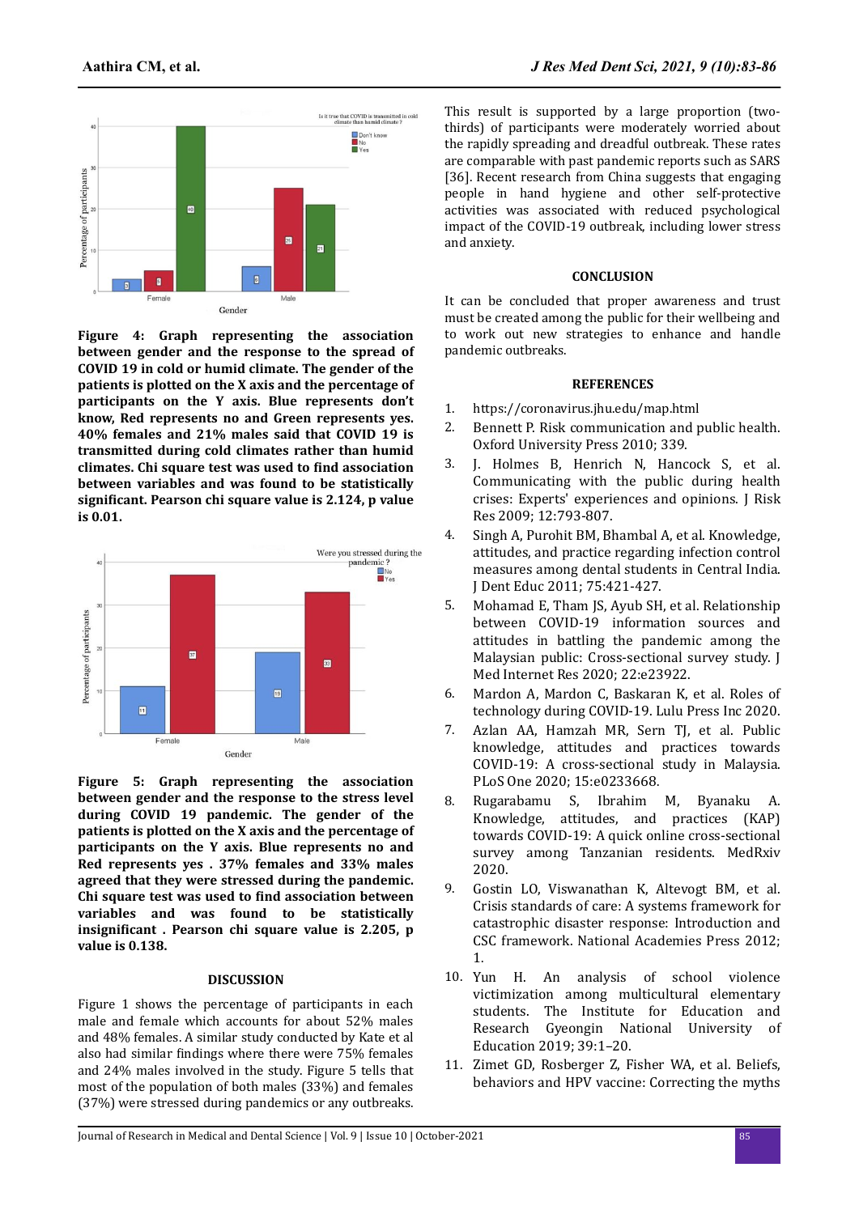**Figure 4: Graph representing the association between gender and the response to the spread of COVID 19 in cold or humid climate. The gender of the patients is plotted on the X axis and the percentage of participants on the Y axis. Blue represents don't know, Red represents no and Green represents yes. 40% females and 21% males said that COVID 19 is transmitted during cold climates rather than humid climates. Chi square test was used to find association between variables and was found to be statistically significant. Pearson chi square value is 2.124, p value is 0.01.**

**Figure 5: Graph representing the association between gender and the response to the stress level during COVID 19 pandemic. The gender of the patients is plotted on the X axis and the percentage of participants on the Y axis. Blue represents no and Red represents yes . 37% females and 33% males agreed that they were stressed during the pandemic. Chi square test was used to find association between variables and was found to be statistically insignificant . Pearson chi square value is 2.205, p value is 0.138.**

## DISCUSSION

Figure 1 shows the percentage of participants in each male and female which accounts for about 52% males and 48% females. A similar study conducted by Kate et al also had similar findings where there were 75% females and 24% males involved in the study. Figure 5 tells that most of the population of both males (33%) and females (37%) were stressed during pandemics or any outbreaks. This result is supported by a large proportion (two-thirds) of participants were moderately worried about the rapidly spreading and dreadful outbreak. These rates are comparable with past pandemic reports such as SARS [36]. Recent research from China suggests that engaging people in hand hygiene and other self-protective activities was associated with reduced psychological impact of the COVID-19 outbreak, including lower stress and anxiety.

## CONCLUSION

It can be concluded that proper awareness and trust must be created among the public for their wellbeing and to work out new strategies to enhance and handle pandemic outbreaks.

## REFERENCES

1. https://coronavirus.jhu.edu/map.html
2. Bennett P. Risk communication and public health. Oxford University Press 2010; 339.
3. J. Holmes B, Henrich N, Hancock S, et al. Communicating with the public during health crises: Experts' experiences and opinions. J Risk Res 2009; 12:793-807.
4. Singh A, Purohit BM, Bhambal A, et al. Knowledge, attitudes, and practice regarding infection control measures among dental students in Central India. J Dent Educ 2011; 75:421-427.
5. Mohamad E, Tham JS, Ayub SH, et al. Relationship between COVID-19 information sources and attitudes in battling the pandemic among the Malaysian public: Cross-sectional survey study. J Med Internet Res 2020; 22:e23922.
6. Mardon A, Mardon C, Baskaran K, et al. Roles of technology during COVID-19. Lulu Press Inc 2020.
7. Azlan AA, Hamzah MR, Sern TJ, et al. Public knowledge, attitudes and practices towards COVID-19: A cross-sectional study in Malaysia. PLoS One 2020; 15:e0233668.
8. Rugarabamu S, Ibrahim M, Byanaku A. Knowledge, attitudes, and practices (KAP) towards COVID-19: A quick online cross-sectional survey among Tanzanian residents. MedRxiv 2020.
9. Gostin LO, Viswanathan K, Altevogt BM, et al. Crisis standards of care: A systems framework for catastrophic disaster response: Introduction and CSC framework. National Academies Press 2012; 1.
10. Yun H. An analysis of school violence victimization among multicultural elementary students. The Institute for Education and Research Gyeongin National University of Education 2019; 39:1–20.
11. Zimet GD, Rosberger Z, Fisher WA, et al. Beliefs, behaviors and HPV vaccine: Correcting the myths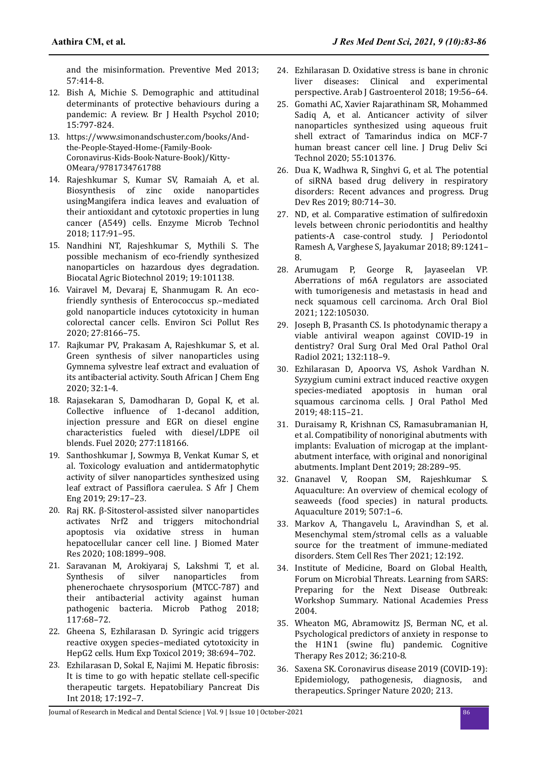and the misinformation. Preventive Med 2013; 57:414-8.

12. Bish A, Michie S. Demographic and attitudinal determinants of protective behaviours during a pandemic: A review. Br J Health Psychol 2010; 15:797-824.
13. https://www.simonandschuster.com/books/And-the-People-Stayed-Home-(Family-Book-Coronavirus-Kids-Book-Nature-Book)/Kitty-OMeara/9781734761788
14. Rajeshkumar S, Kumar SV, Ramaiah A, et al. Biosynthesis of zinc oxide nanoparticles usingMangifera indica leaves and evaluation of their antioxidant and cytotoxic properties in lung cancer (A549) cells. Enzyme Microb Technol 2018; 117:91–95.
15. Nandhini NT, Rajeshkumar S, Mythili S. The possible mechanism of eco-friendly synthesized nanoparticles on hazardous dyes degradation. Biocatal Agric Biotechnol 2019; 19:101138.
16. Vairavel M, Devaraj E, Shanmugam R. An eco-friendly synthesis of Enterococcus sp.–mediated gold nanoparticle induces cytotoxicity in human colorectal cancer cells. Environ Sci Pollut Res 2020; 27:8166–75.
17. Rajkumar PV, Prakasam A, Rajeshkumar S, et al. Green synthesis of silver nanoparticles using Gymnema sylvestre leaf extract and evaluation of its antibacterial activity. South African J Chem Eng 2020; 32:1-4.
18. Rajasekaran S, Damodharan D, Gopal K, et al. Collective influence of 1-decanol addition, injection pressure and EGR on diesel engine characteristics fueled with diesel/LDPE oil blends. Fuel 2020; 277:118166.
19. Santhoshkumar J, Sowmya B, Venkat Kumar S, et al. Toxicology evaluation and antidermatophytic activity of silver nanoparticles synthesized using leaf extract of Passiflora caerulea. S Afr J Chem Eng 2019; 29:17–23.
20. Raj RK. β-Sitosterol-assisted silver nanoparticles activates Nrf2 and triggers mitochondrial apoptosis via oxidative stress in human hepatocellular cancer cell line. J Biomed Mater Res 2020; 108:1899–908.
21. Saravanan M, Arokiyaraj S, Lakshmi T, et al. Synthesis of silver nanoparticles from phenerochaete chrysosporium (MTCC-787) and their antibacterial activity against human pathogenic bacteria. Microb Pathog 2018; 117:68–72.
22. Gheena S, Ezhilarasan D. Syringic acid triggers reactive oxygen species–mediated cytotoxicity in HepG2 cells. Hum Exp Toxicol 2019; 38:694–702.
23. Ezhilarasan D, Sokal E, Najimi M. Hepatic fibrosis: It is time to go with hepatic stellate cell-specific therapeutic targets. Hepatobiliary Pancreat Dis Int 2018; 17:192–7.
24. Ezhilarasan D. Oxidative stress is bane in chronic liver diseases: Clinical and experimental perspective. Arab J Gastroenterol 2018; 19:56–64.
25. Gomathi AC, Xavier Rajarathinam SR, Mohammed Sadiq A, et al. Anticancer activity of silver nanoparticles synthesized using aqueous fruit shell extract of Tamarindus indica on MCF-7 human breast cancer cell line. J Drug Deliv Sci Technol 2020; 55:101376.
26. Dua K, Wadhwa R, Singhvi G, et al. The potential of siRNA based drug delivery in respiratory disorders: Recent advances and progress. Drug Dev Res 2019; 80:714–30.
27. ND, et al. Comparative estimation of sulfiredoxin levels between chronic periodontitis and healthy patients-A case-control study. J Periodontol Ramesh A, Varghese S, Jayakumar 2018; 89:1241–8.
28. Arumugam P, George R, Jayaseelan VP. Aberrations of m6A regulators are associated with tumorigenesis and metastasis in head and neck squamous cell carcinoma. Arch Oral Biol 2021; 122:105030.
29. Joseph B, Prasanth CS. Is photodynamic therapy a viable antiviral weapon against COVID-19 in dentistry? Oral Surg Oral Med Oral Pathol Oral Radiol 2021; 132:118–9.
30. Ezhilarasan D, Apoorva VS, Ashok Vardhan N. Syzygium cumini extract induced reactive oxygen species-mediated apoptosis in human oral squamous carcinoma cells. J Oral Pathol Med 2019; 48:115–21.
31. Duraisamy R, Krishnan CS, Ramasubramanian H, et al. Compatibility of nonoriginal abutments with implants: Evaluation of microgap at the implant-abutment interface, with original and nonoriginal abutments. Implant Dent 2019; 28:289–95.
32. Gnanavel V, Roopan SM, Rajeshkumar S. Aquaculture: An overview of chemical ecology of seaweeds (food species) in natural products. Aquaculture 2019; 507:1–6.
33. Markov A, Thangavelu L, Aravindhan S, et al. Mesenchymal stem/stromal cells as a valuable source for the treatment of immune-mediated disorders. Stem Cell Res Ther 2021; 12:192.
34. Institute of Medicine, Board on Global Health, Forum on Microbial Threats. Learning from SARS: Preparing for the Next Disease Outbreak: Workshop Summary. National Academies Press 2004.
35. Wheaton MG, Abramowitz JS, Berman NC, et al. Psychological predictors of anxiety in response to the H1N1 (swine flu) pandemic. Cognitive Therapy Res 2012; 36:210-8.
36. Saxena SK. Coronavirus disease 2019 (COVID-19): Epidemiology, pathogenesis, diagnosis, and therapeutics. Springer Nature 2020; 213.